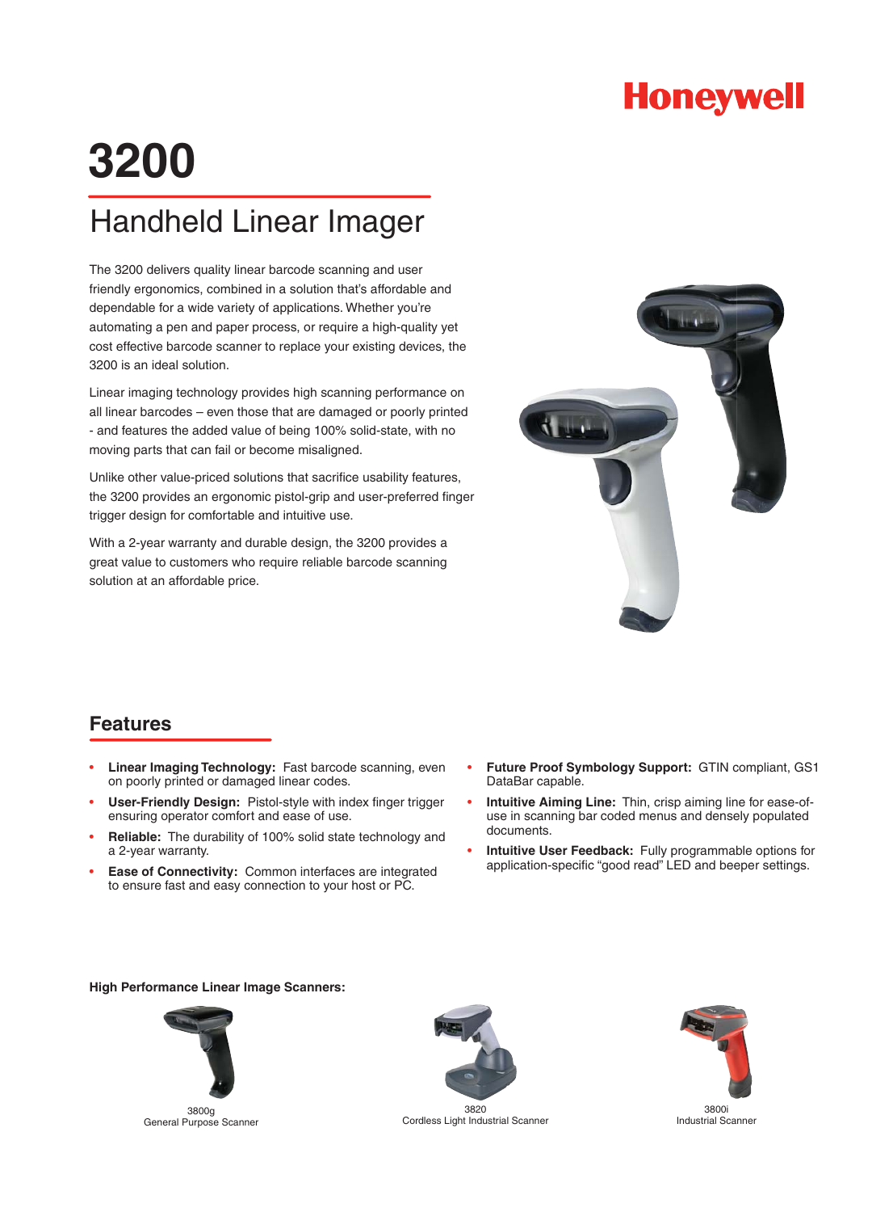Honeywell

# 3200

## Handheld Linear Imager

The 3200 delivers quality linear barcode scanning and user friendly ergonomics, combined in a solution that's affordable and dependable for a wide variety of applications. Whether you're automating a pen and paper process, or require a high-quality yet cost effective barcode scanner to replace your existing devices, the 3200 is an ideal solution.

Linear imaging technology provides high scanning performance on all linear barcodes – even those that are damaged or poorly printed - and features the added value of being 100% solid-state, with no moving parts that can fail or become misaligned.

Unlike other value-priced solutions that sacrifice usability features, the 3200 provides an ergonomic pistol-grip and user-preferred finger trigger design for comfortable and intuitive use.

With a 2-year warranty and durable design, the 3200 provides a great value to customers who require reliable barcode scanning solution at an affordable price.

## Features

- **Linear Imaging Technology:** Fast barcode scanning, even on poorly printed or damaged linear codes.
- **User-Friendly Design:** Pistol-style with index finger trigger ensuring operator comfort and ease of use.
- **Reliable:** The durability of 100% solid state technology and a 2-year warranty.
- **Ease of Connectivity:** Common interfaces are integrated to ensure fast and easy connection to your host or PC.
- **Future Proof Symbology Support:** GTIN compliant, GS1 DataBar capable.
- **Intuitive Aiming Line:** Thin, crisp aiming line for ease-of-use in scanning bar coded menus and densely populated documents.
- **Intuitive User Feedback:** Fully programmable options for application-specific "good read" LED and beeper settings.

**High Performance Linear Image Scanners:**

3800g
General Purpose Scanner

3820
Cordless Light Industrial Scanner

3800i
Industrial Scanner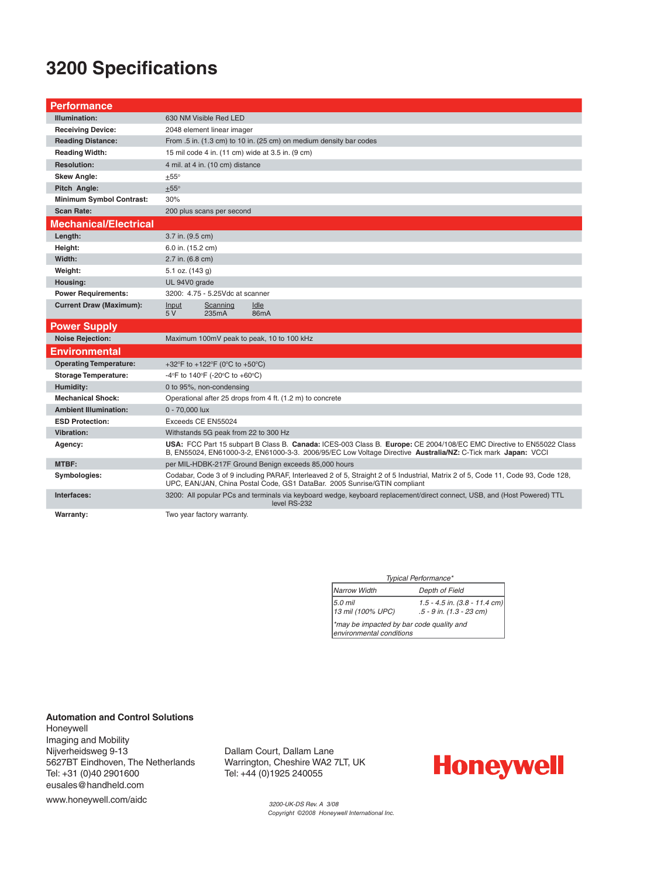# 3200 Specifications

| | |
|---|---|
| **Performance** | |
| **Illumination:** | 630 NM Visible Red LED |
| **Receiving Device:** | 2048 element linear imager |
| **Reading Distance:** | From .5 in. (1.3 cm) to 10 in. (25 cm) on medium density bar codes |
| **Reading Width:** | 15 mil code 4 in. (11 cm) wide at 3.5 in. (9 cm) |
| **Resolution:** | 4 mil. at 4 in. (10 cm) distance |
| **Skew Angle:** | ±55° |
| **Pitch Angle:** | ±55° |
| **Minimum Symbol Contrast:** | 30% |
| **Scan Rate:** | 200 plus scans per second |
| **Mechanical/Electrical** | |
| **Length:** | 3.7 in. (9.5 cm) |
| **Height:** | 6.0 in. (15.2 cm) |
| **Width:** | 2.7 in. (6.8 cm) |
| **Weight:** | 5.1 oz. (143 g) |
| **Housing:** | UL 94V0 grade |
| **Power Requirements:** | 3200: 4.75 - 5.25Vdc at scanner |
| **Current Draw (Maximum):** | Input: 5 V; Scanning: 235mA; Idle: 86mA |
| **Power Supply** | |
| **Noise Rejection:** | Maximum 100mV peak to peak, 10 to 100 kHz |
| **Environmental** | |
| **Operating Temperature:** | +32°F to +122°F (0°C to +50°C) |
| **Storage Temperature:** | -4°F to 140°F (-20°C to +60°C) |
| **Humidity:** | 0 to 95%, non-condensing |
| **Mechanical Shock:** | Operational after 25 drops from 4 ft. (1.2 m) to concrete |
| **Ambient Illumination:** | 0 - 70,000 lux |
| **ESD Protection:** | Exceeds CE EN55024 |
| **Vibration:** | Withstands 5G peak from 22 to 300 Hz |
| **Agency:** | **USA:** FCC Part 15 subpart B Class B. **Canada:** ICES-003 Class B. **Europe:** CE 2004/108/EC EMC Directive to EN55022 Class B, EN55024, EN61000-3-2, EN61000-3-3. 2006/95/EC Low Voltage Directive **Australia/NZ:** C-Tick mark **Japan:** VCCI |
| **MTBF:** | per MIL-HDBK-217F Ground Benign exceeds 85,000 hours |
| **Symbologies:** | Codabar, Code 3 of 9 including PARAF, Interleaved 2 of 5, Straight 2 of 5 Industrial, Matrix 2 of 5, Code 11, Code 93, Code 128, UPC, EAN/JAN, China Postal Code, GS1 DataBar. 2005 Sunrise/GTIN compliant |
| **Interfaces:** | 3200: All popular PCs and terminals via keyboard wedge, keyboard replacement/direct connect, USB, and (Host Powered) TTL level RS-232 |
| **Warranty:** | Two year factory warranty. |

*Typical Performance**

| *Narrow Width* | *Depth of Field* |
|---|---|
| *5.0 mil* | *1.5 - 4.5 in. (3.8 - 11.4 cm)* |
| *13 mil (100% UPC)* | *.5 - 9 in. (1.3 - 23 cm)* |

**may be impacted by bar code quality and environmental conditions*

**Automation and Control Solutions**
Honeywell
Imaging and Mobility
Nijverheidsweg 9-13
5627BT Eindhoven, The Netherlands
Tel: +31 (0)40 2901600
eusales@handheld.com
www.honeywell.com/aidc

Dallam Court, Dallam Lane
Warrington, Cheshire WA2 7LT, UK
Tel: +44 (0)1925 240055

Honeywell

*3200-UK-DS Rev. A 3/08*
*Copyright ©2008 Honeywell International Inc.*